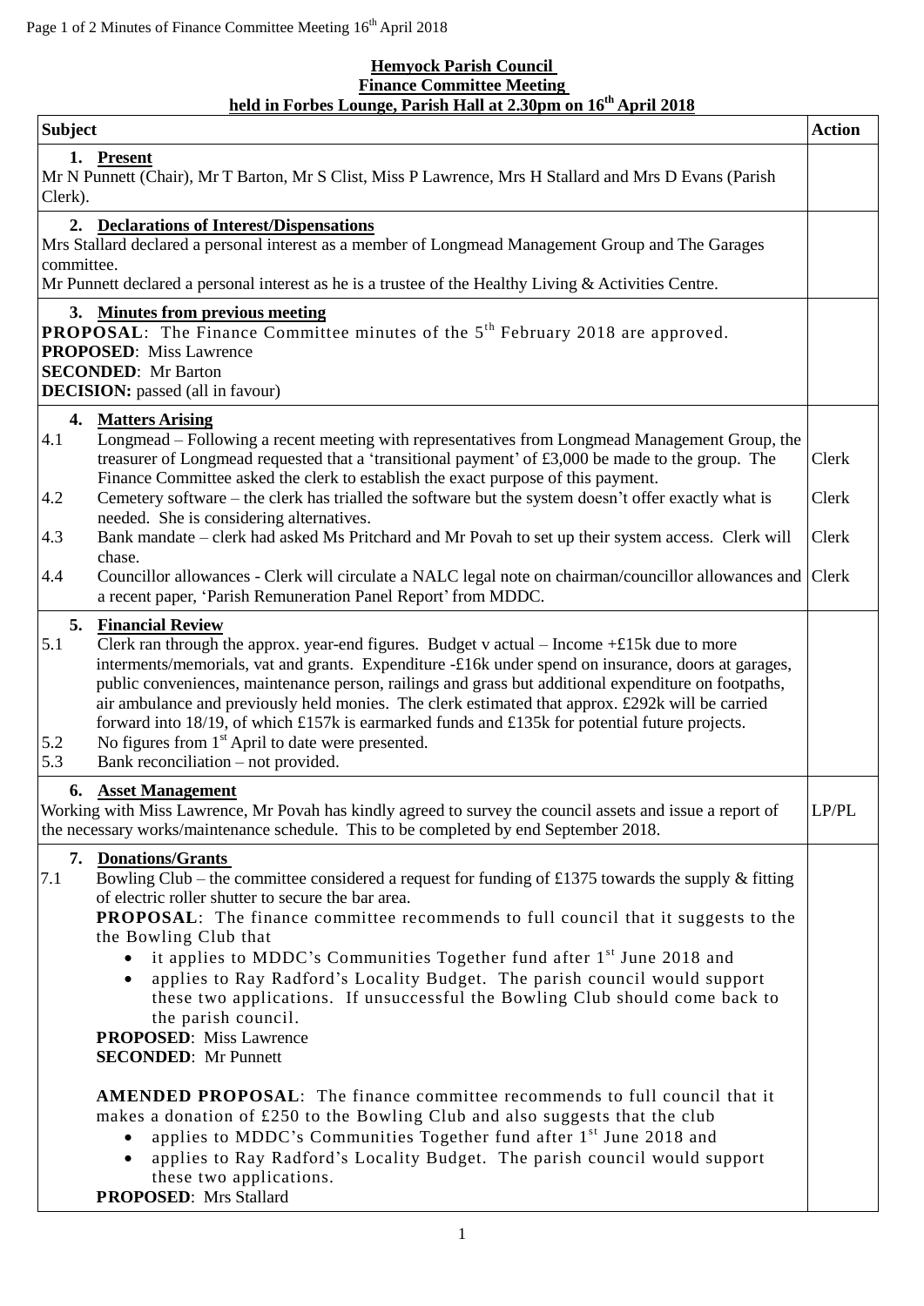**Hemyock Parish Council**
**Finance Committee Meeting**
**held in Forbes Lounge, Parish Hall at 2.30pm on 16th April 2018**

| Subject | Action |
|---|---|
| **1. Present**<br>Mr N Punnett (Chair), Mr T Barton, Mr S Clist, Miss P Lawrence, Mrs H Stallard and Mrs D Evans (Parish Clerk). | |
| **2. Declarations of Interest/Dispensations**<br>Mrs Stallard declared a personal interest as a member of Longmead Management Group and The Garages committee.<br>Mr Punnett declared a personal interest as he is a trustee of the Healthy Living & Activities Centre. | |
| **3. Minutes from previous meeting**<br>**PROPOSAL**: The Finance Committee minutes of the 5th February 2018 are approved.<br>**PROPOSED**: Miss Lawrence<br>**SECONDED**: Mr Barton<br>**DECISION:** passed (all in favour) | |
| **4. Matters Arising**<br>4.1 Longmead – Following a recent meeting with representatives from Longmead Management Group, the treasurer of Longmead requested that a 'transitional payment' of £3,000 be made to the group. The Finance Committee asked the clerk to establish the exact purpose of this payment.<br>4.2 Cemetery software – the clerk has trialled the software but the system doesn't offer exactly what is needed. She is considering alternatives.<br>4.3 Bank mandate – clerk had asked Ms Pritchard and Mr Povah to set up their system access. Clerk will chase.<br>4.4 Councillor allowances - Clerk will circulate a NALC legal note on chairman/councillor allowances and a recent paper, 'Parish Remuneration Panel Report' from MDDC. | Clerk<br>Clerk<br>Clerk<br>Clerk |
| **5. Financial Review**<br>5.1 Clerk ran through the approx. year-end figures. Budget v actual – Income +£15k due to more interments/memorials, vat and grants. Expenditure -£16k under spend on insurance, doors at garages, public conveniences, maintenance person, railings and grass but additional expenditure on footpaths, air ambulance and previously held monies. The clerk estimated that approx. £292k will be carried forward into 18/19, of which £157k is earmarked funds and £135k for potential future projects.<br>5.2 No figures from 1st April to date were presented.<br>5.3 Bank reconciliation – not provided. | |
| **6. Asset Management**<br>Working with Miss Lawrence, Mr Povah has kindly agreed to survey the council assets and issue a report of the necessary works/maintenance schedule. This to be completed by end September 2018. | LP/PL |
| **7. Donations/Grants**<br>7.1 Bowling Club – the committee considered a request for funding of £1375 towards the supply & fitting of electric roller shutter to secure the bar area.<br>**PROPOSAL**: The finance committee recommends to full council that it suggests to the the Bowling Club that<br>• it applies to MDDC's Communities Together fund after 1st June 2018 and<br>• applies to Ray Radford's Locality Budget. The parish council would support these two applications. If unsuccessful the Bowling Club should come back to the parish council.<br>**PROPOSED**: Miss Lawrence<br>**SECONDED**: Mr Punnett<br><br>**AMENDED PROPOSAL**: The finance committee recommends to full council that it makes a donation of £250 to the Bowling Club and also suggests that the club<br>• applies to MDDC's Communities Together fund after 1st June 2018 and<br>• applies to Ray Radford's Locality Budget. The parish council would support these two applications.<br>**PROPOSED**: Mrs Stallard | |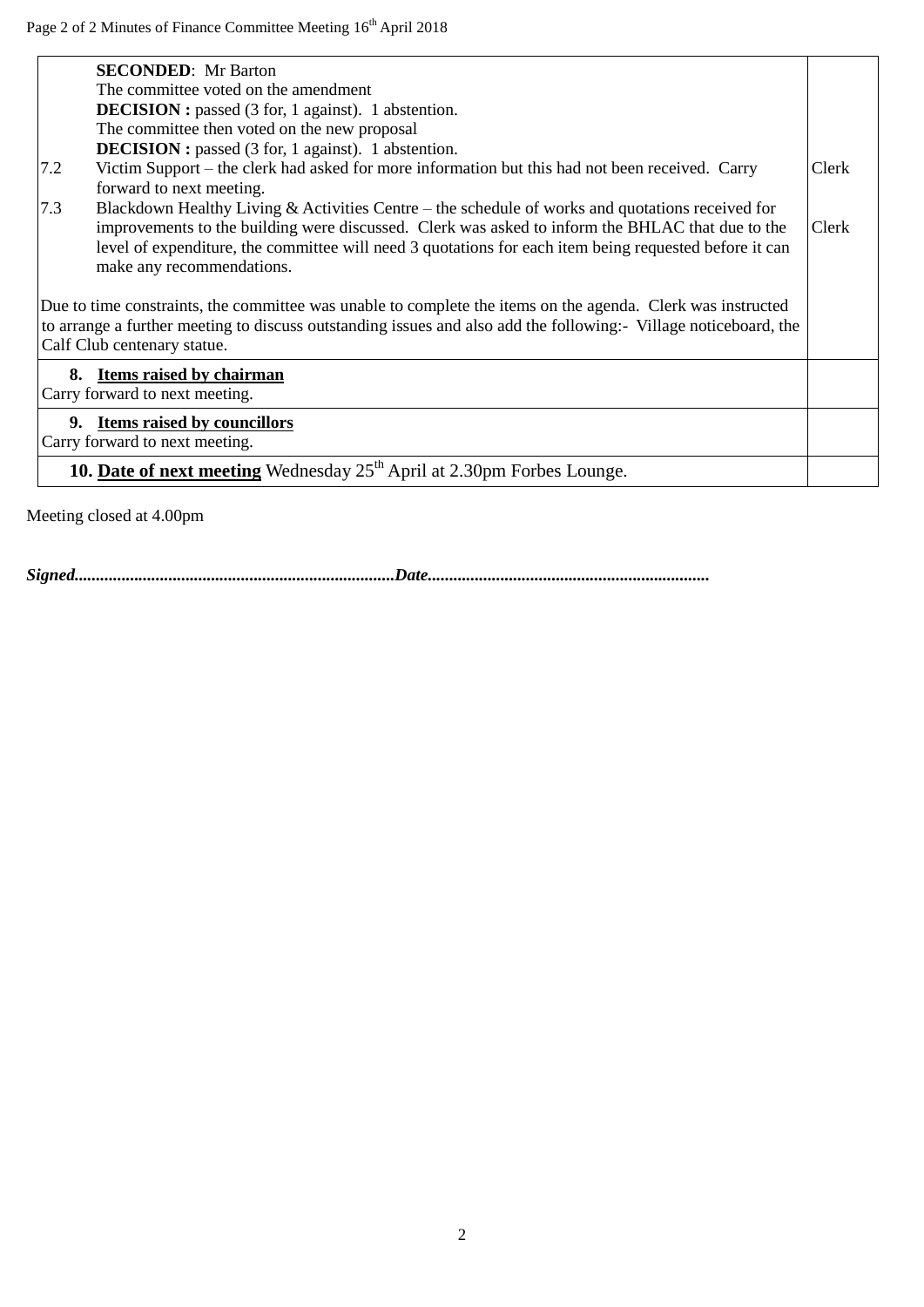| | |
|---|---|
| **SECONDED**: Mr Barton<br>The committee voted on the amendment<br>**DECISION :** passed (3 for, 1 against). 1 abstention.<br>The committee then voted on the new proposal<br>**DECISION :** passed (3 for, 1 against). 1 abstention. | |
| 7.2 Victim Support – the clerk had asked for more information but this had not been received. Carry forward to next meeting. | Clerk |
| 7.3 Blackdown Healthy Living & Activities Centre – the schedule of works and quotations received for improvements to the building were discussed. Clerk was asked to inform the BHLAC that due to the level of expenditure, the committee will need 3 quotations for each item being requested before it can make any recommendations. | Clerk |
| Due to time constraints, the committee was unable to complete the items on the agenda. Clerk was instructed to arrange a further meeting to discuss outstanding issues and also add the following:- Village noticeboard, the Calf Club centenary statue. | |
| **8. <u>Items raised by chairman</u>**<br>Carry forward to next meeting. | |
| **9. <u>Items raised by councillors</u>**<br>Carry forward to next meeting. | |
| **10. <u>Date of next meeting</u>** Wednesday 25th April at 2.30pm Forbes Lounge. | |

Meeting closed at 4.00pm

***Signed.........................................................................Date................................................................***